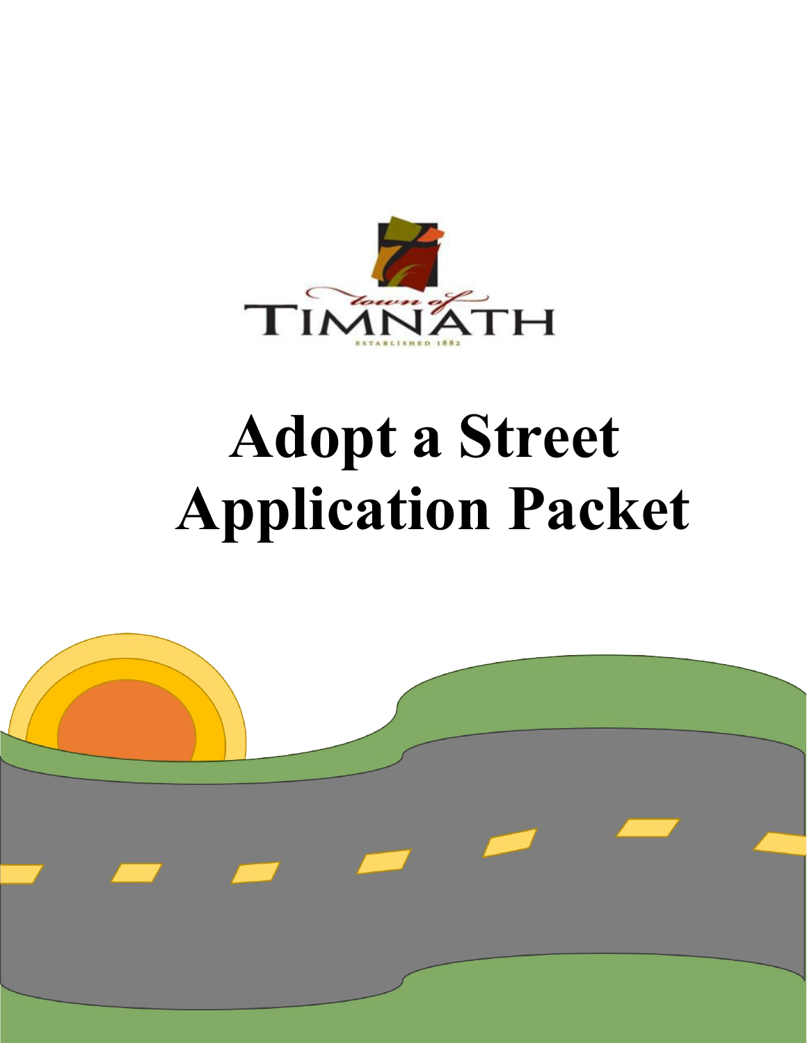town of

TIMNATH

ESTABLISHED 1882

# Adopt a Street Application Packet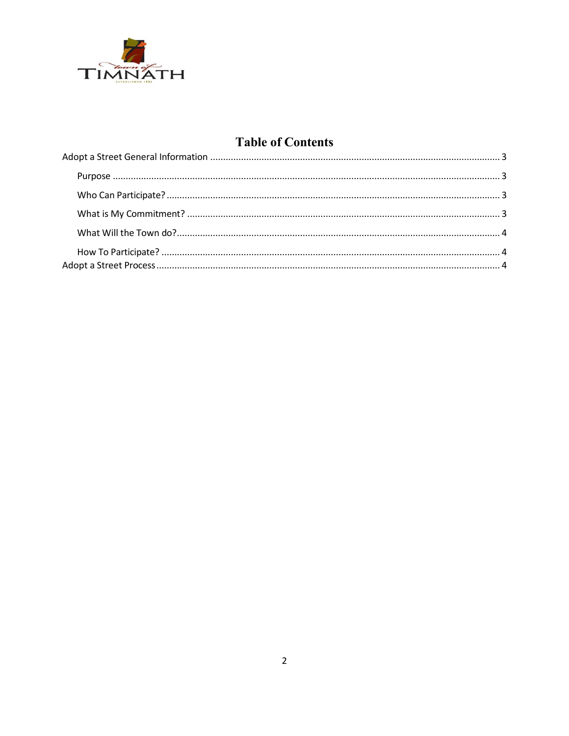# Table of Contents

Adopt a Street General Information ........................................................................................................ 3

- Purpose ........................................................................................................................................ 3
- Who Can Participate? .................................................................................................................. 3
- What is My Commitment? ............................................................................................................ 3
- What Will the Town do? ............................................................................................................... 4
- How To Participate? .................................................................................................................... 4

Adopt a Street Process ............................................................................................................................ 4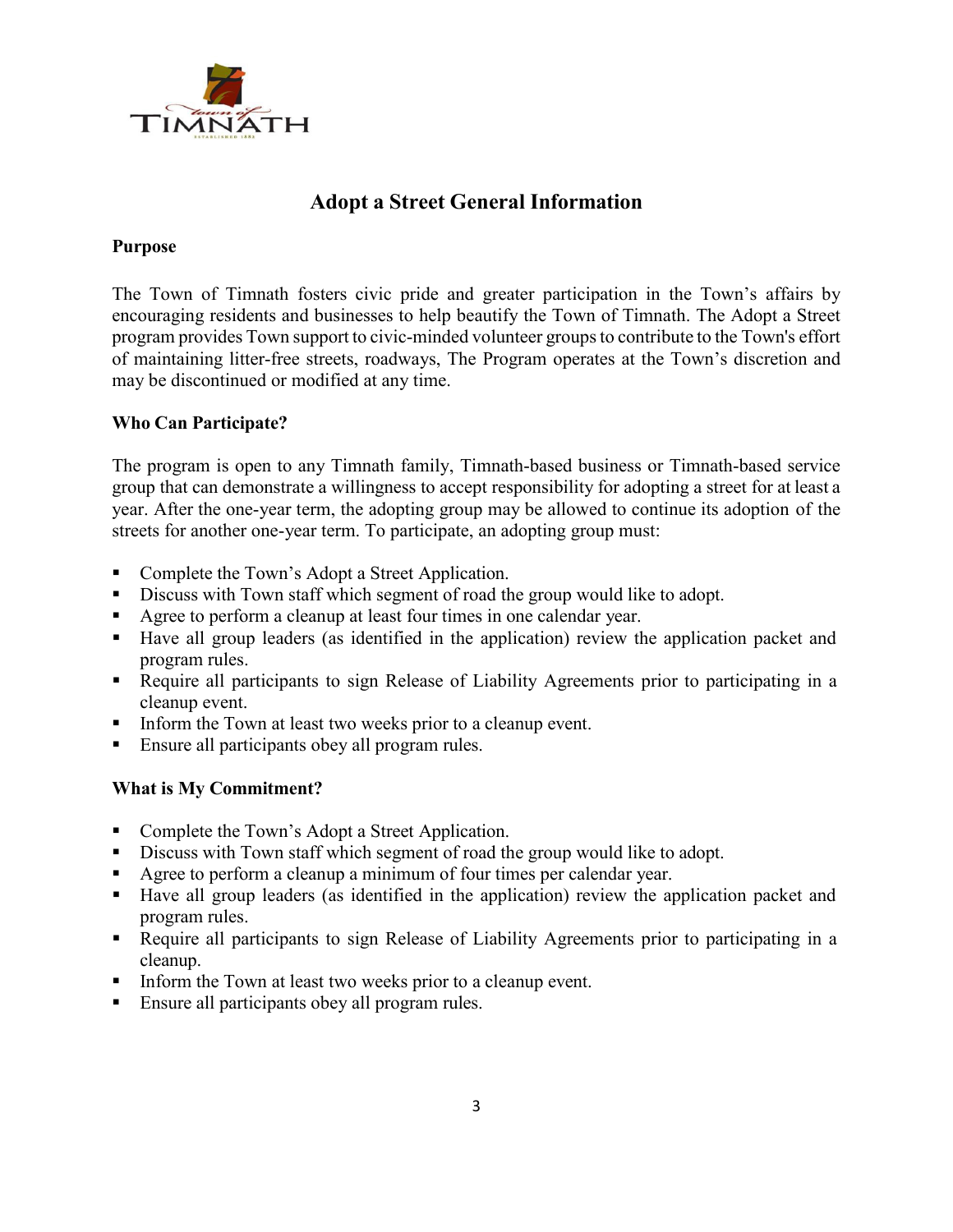# Adopt a Street General Information

## Purpose

The Town of Timnath fosters civic pride and greater participation in the Town's affairs by encouraging residents and businesses to help beautify the Town of Timnath. The Adopt a Street program provides Town support to civic-minded volunteer groups to contribute to the Town's effort of maintaining litter-free streets, roadways, The Program operates at the Town's discretion and may be discontinued or modified at any time.

## Who Can Participate?

The program is open to any Timnath family, Timnath-based business or Timnath-based service group that can demonstrate a willingness to accept responsibility for adopting a street for at least a year. After the one-year term, the adopting group may be allowed to continue its adoption of the streets for another one-year term. To participate, an adopting group must:

- Complete the Town's Adopt a Street Application.
- Discuss with Town staff which segment of road the group would like to adopt.
- Agree to perform a cleanup at least four times in one calendar year.
- Have all group leaders (as identified in the application) review the application packet and program rules.
- Require all participants to sign Release of Liability Agreements prior to participating in a cleanup event.
- Inform the Town at least two weeks prior to a cleanup event.
- Ensure all participants obey all program rules.

## What is My Commitment?

- Complete the Town's Adopt a Street Application.
- Discuss with Town staff which segment of road the group would like to adopt.
- Agree to perform a cleanup a minimum of four times per calendar year.
- Have all group leaders (as identified in the application) review the application packet and program rules.
- Require all participants to sign Release of Liability Agreements prior to participating in a cleanup.
- Inform the Town at least two weeks prior to a cleanup event.
- Ensure all participants obey all program rules.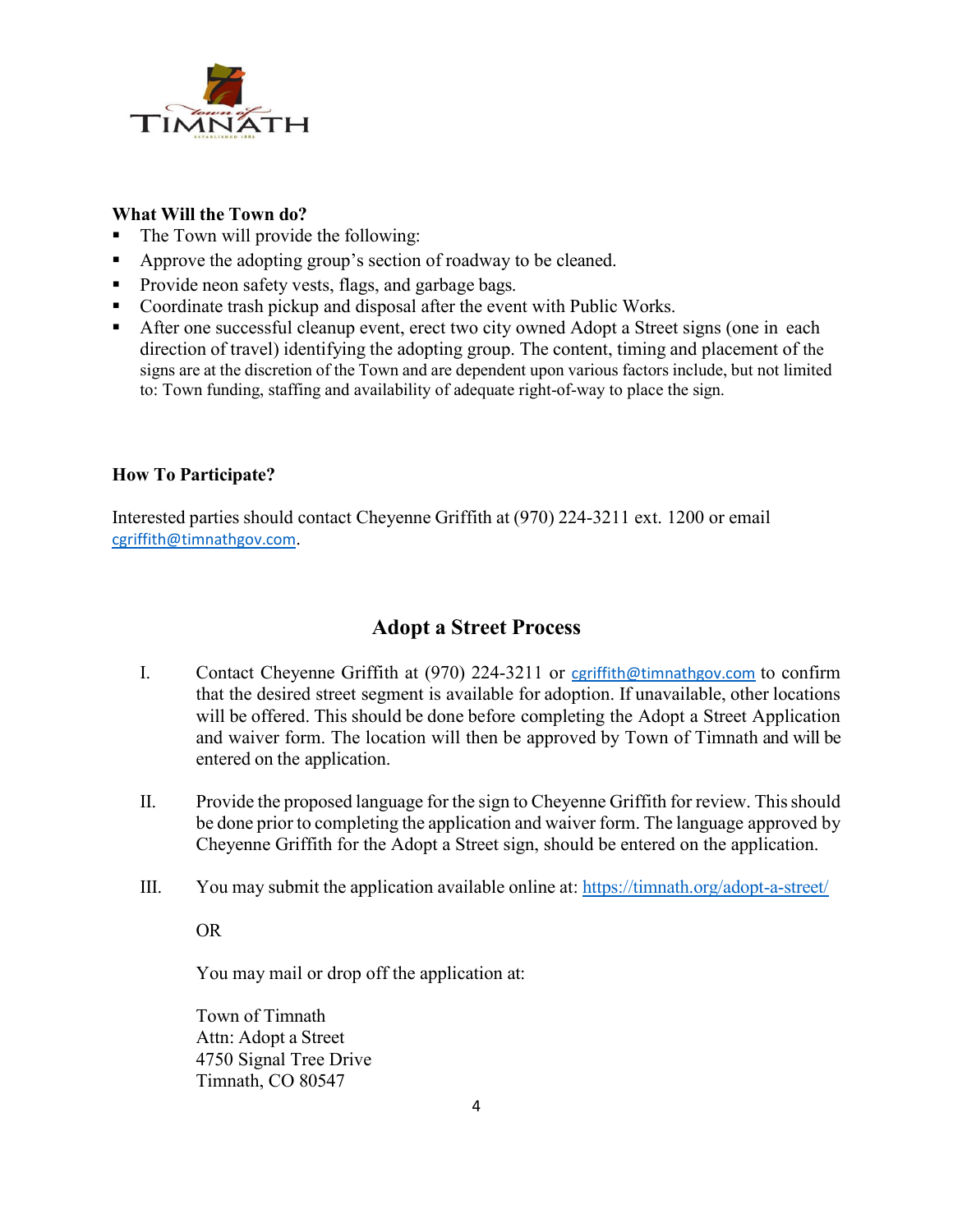**What Will the Town do?**

- The Town will provide the following:
- Approve the adopting group's section of roadway to be cleaned.
- Provide neon safety vests, flags, and garbage bags.
- Coordinate trash pickup and disposal after the event with Public Works.
- After one successful cleanup event, erect two city owned Adopt a Street signs (one in each direction of travel) identifying the adopting group. The content, timing and placement of the signs are at the discretion of the Town and are dependent upon various factors include, but not limited to: Town funding, staffing and availability of adequate right-of-way to place the sign.

**How To Participate?**

Interested parties should contact Cheyenne Griffith at (970) 224-3211 ext. 1200 or email cgriffith@timnathgov.com.

## Adopt a Street Process

I. Contact Cheyenne Griffith at (970) 224-3211 or cgriffith@timnathgov.com to confirm that the desired street segment is available for adoption. If unavailable, other locations will be offered. This should be done before completing the Adopt a Street Application and waiver form. The location will then be approved by Town of Timnath and will be entered on the application.

II. Provide the proposed language for the sign to Cheyenne Griffith for review. This should be done prior to completing the application and waiver form. The language approved by Cheyenne Griffith for the Adopt a Street sign, should be entered on the application.

III. You may submit the application available online at: https://timnath.org/adopt-a-street/

OR

You may mail or drop off the application at:

Town of Timnath
Attn: Adopt a Street
4750 Signal Tree Drive
Timnath, CO 80547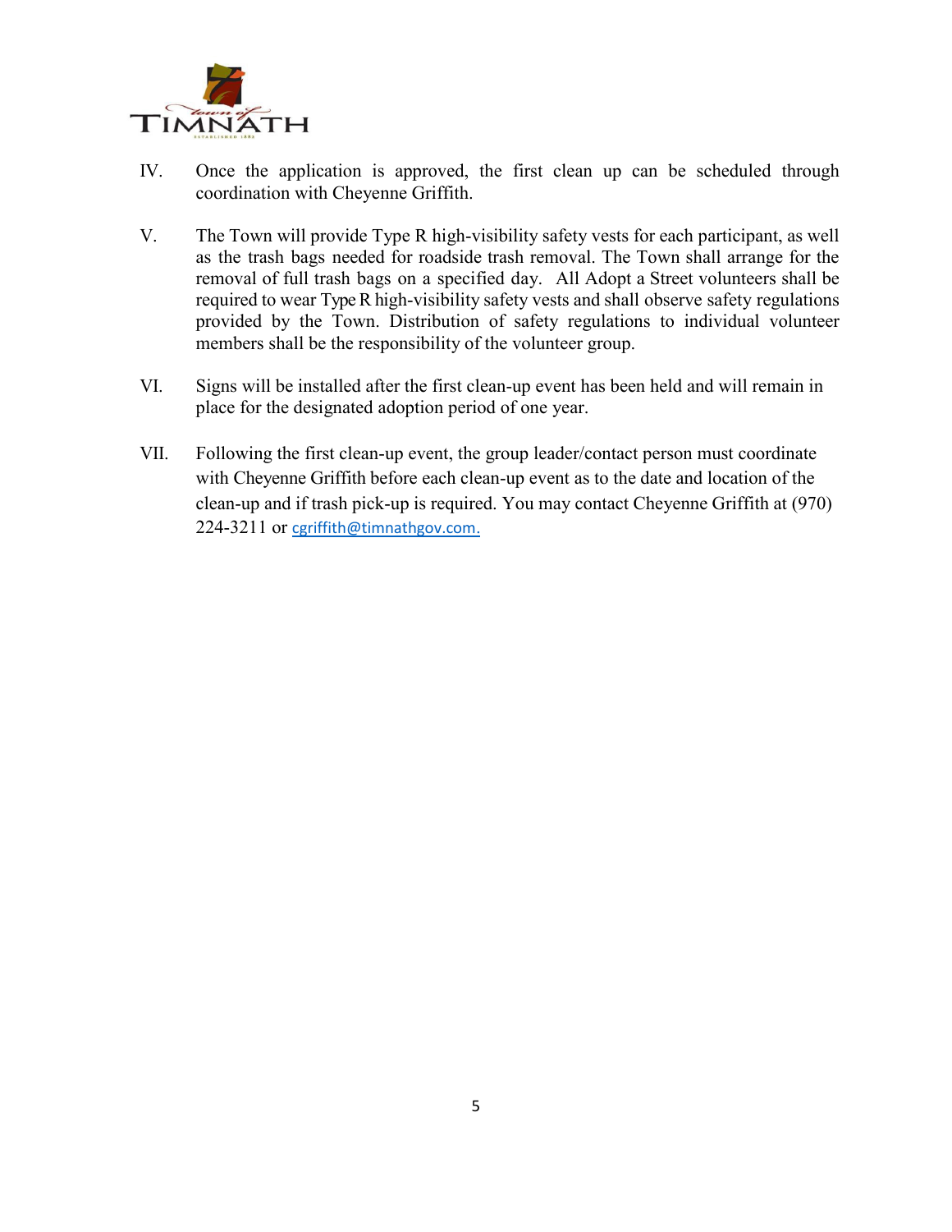IV. Once the application is approved, the first clean up can be scheduled through coordination with Cheyenne Griffith.

V. The Town will provide Type R high-visibility safety vests for each participant, as well as the trash bags needed for roadside trash removal. The Town shall arrange for the removal of full trash bags on a specified day. All Adopt a Street volunteers shall be required to wear Type R high-visibility safety vests and shall observe safety regulations provided by the Town. Distribution of safety regulations to individual volunteer members shall be the responsibility of the volunteer group.

VI. Signs will be installed after the first clean-up event has been held and will remain in place for the designated adoption period of one year.

VII. Following the first clean-up event, the group leader/contact person must coordinate with Cheyenne Griffith before each clean-up event as to the date and location of the clean-up and if trash pick-up is required. You may contact Cheyenne Griffith at (970) 224-3211 or cgriffith@timnathgov.com.